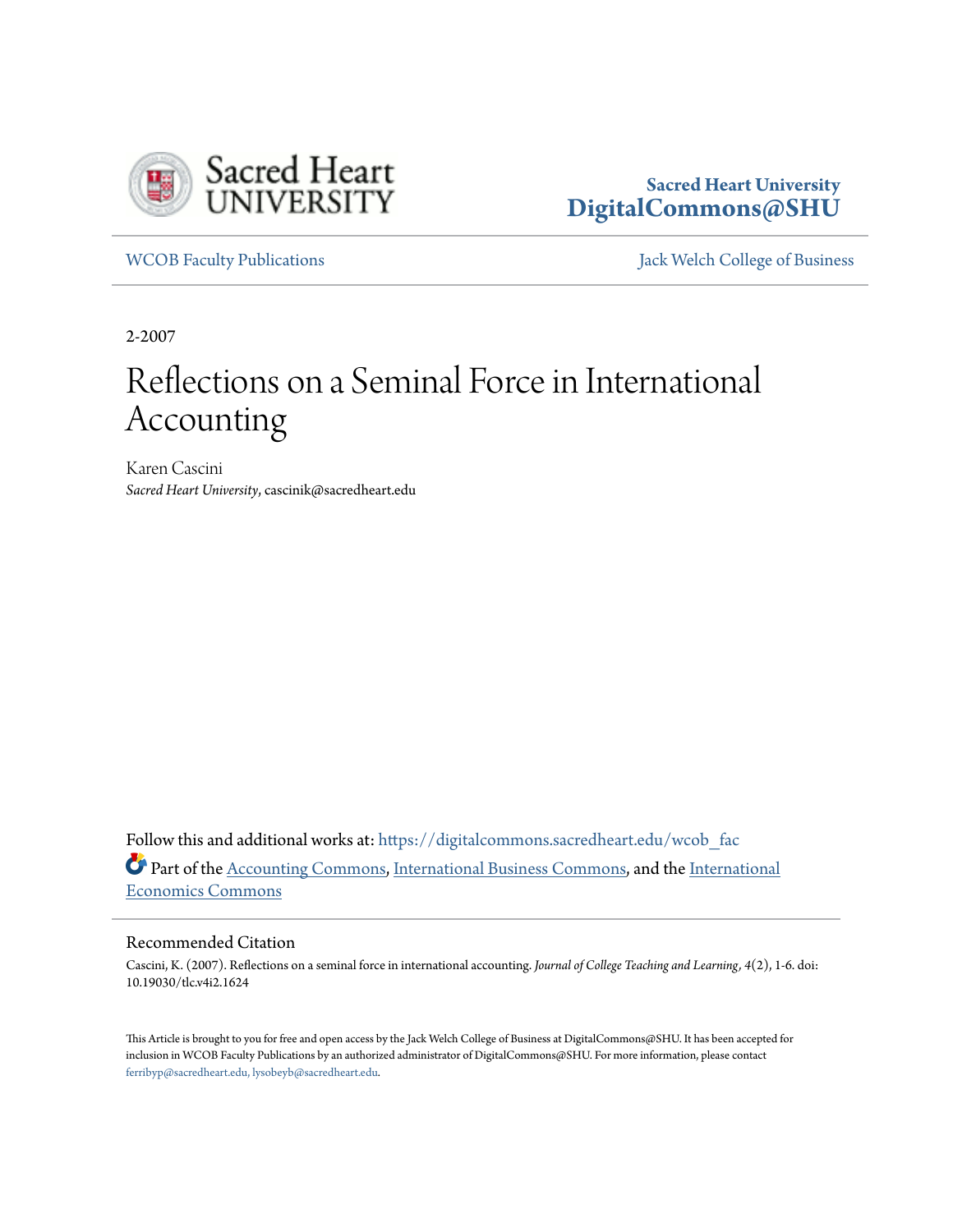Sacred Heart University
DigitalCommons@SHU

WCOB Faculty Publications | Jack Welch College of Business

2-2007

# Reflections on a Seminal Force in International Accounting

Karen Cascini
*Sacred Heart University*, cascinik@sacredheart.edu

Follow this and additional works at: https://digitalcommons.sacredheart.edu/wcob_fac

Part of the Accounting Commons, International Business Commons, and the International Economics Commons

## Recommended Citation

Cascini, K. (2007). Reflections on a seminal force in international accounting. *Journal of College Teaching and Learning*, *4*(2), 1-6. doi: 10.19030/tlc.v4i2.1624

This Article is brought to you for free and open access by the Jack Welch College of Business at DigitalCommons@SHU. It has been accepted for inclusion in WCOB Faculty Publications by an authorized administrator of DigitalCommons@SHU. For more information, please contact ferribyp@sacredheart.edu, lysobeyb@sacredheart.edu.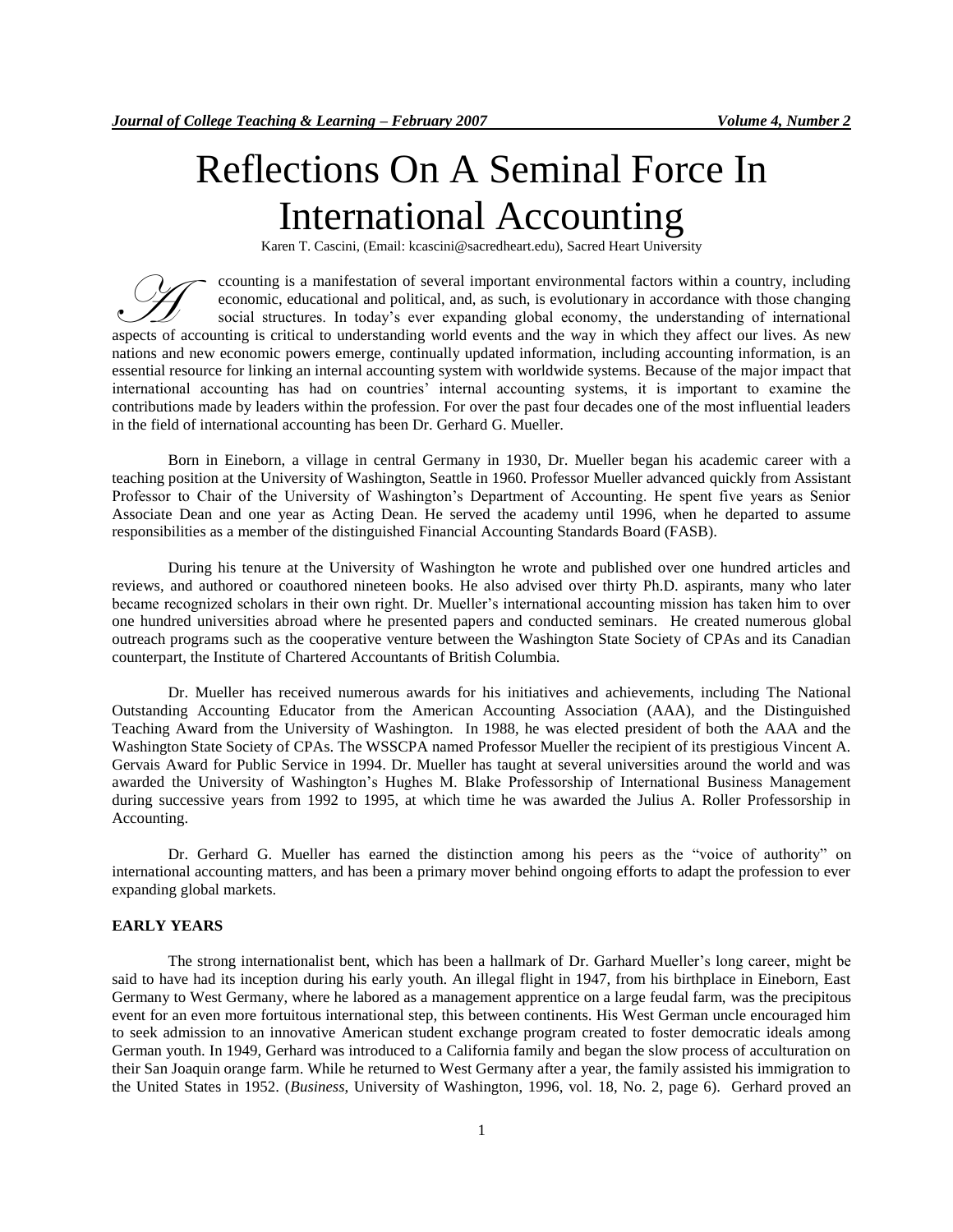# Reflections On A Seminal Force In International Accounting

Karen T. Cascini, (Email: kcascini@sacredheart.edu), Sacred Heart University

Accounting is a manifestation of several important environmental factors within a country, including economic, educational and political, and, as such, is evolutionary in accordance with those changing social structures. In today's ever expanding global economy, the understanding of international aspects of accounting is critical to understanding world events and the way in which they affect our lives. As new nations and new economic powers emerge, continually updated information, including accounting information, is an essential resource for linking an internal accounting system with worldwide systems. Because of the major impact that international accounting has had on countries' internal accounting systems, it is important to examine the contributions made by leaders within the profession. For over the past four decades one of the most influential leaders in the field of international accounting has been Dr. Gerhard G. Mueller.

Born in Eineborn, a village in central Germany in 1930, Dr. Mueller began his academic career with a teaching position at the University of Washington, Seattle in 1960. Professor Mueller advanced quickly from Assistant Professor to Chair of the University of Washington's Department of Accounting. He spent five years as Senior Associate Dean and one year as Acting Dean. He served the academy until 1996, when he departed to assume responsibilities as a member of the distinguished Financial Accounting Standards Board (FASB).

During his tenure at the University of Washington he wrote and published over one hundred articles and reviews, and authored or coauthored nineteen books. He also advised over thirty Ph.D. aspirants, many who later became recognized scholars in their own right. Dr. Mueller's international accounting mission has taken him to over one hundred universities abroad where he presented papers and conducted seminars. He created numerous global outreach programs such as the cooperative venture between the Washington State Society of CPAs and its Canadian counterpart, the Institute of Chartered Accountants of British Columbia.

Dr. Mueller has received numerous awards for his initiatives and achievements, including The National Outstanding Accounting Educator from the American Accounting Association (AAA), and the Distinguished Teaching Award from the University of Washington. In 1988, he was elected president of both the AAA and the Washington State Society of CPAs. The WSSCPA named Professor Mueller the recipient of its prestigious Vincent A. Gervais Award for Public Service in 1994. Dr. Mueller has taught at several universities around the world and was awarded the University of Washington's Hughes M. Blake Professorship of International Business Management during successive years from 1992 to 1995, at which time he was awarded the Julius A. Roller Professorship in Accounting.

Dr. Gerhard G. Mueller has earned the distinction among his peers as the "voice of authority" on international accounting matters, and has been a primary mover behind ongoing efforts to adapt the profession to ever expanding global markets.

## EARLY YEARS

The strong internationalist bent, which has been a hallmark of Dr. Garhard Mueller's long career, might be said to have had its inception during his early youth. An illegal flight in 1947, from his birthplace in Eineborn, East Germany to West Germany, where he labored as a management apprentice on a large feudal farm, was the precipitous event for an even more fortuitous international step, this between continents. His West German uncle encouraged him to seek admission to an innovative American student exchange program created to foster democratic ideals among German youth. In 1949, Gerhard was introduced to a California family and began the slow process of acculturation on their San Joaquin orange farm. While he returned to West Germany after a year, the family assisted his immigration to the United States in 1952. (*Business*, University of Washington, 1996, vol. 18, No. 2, page 6). Gerhard proved an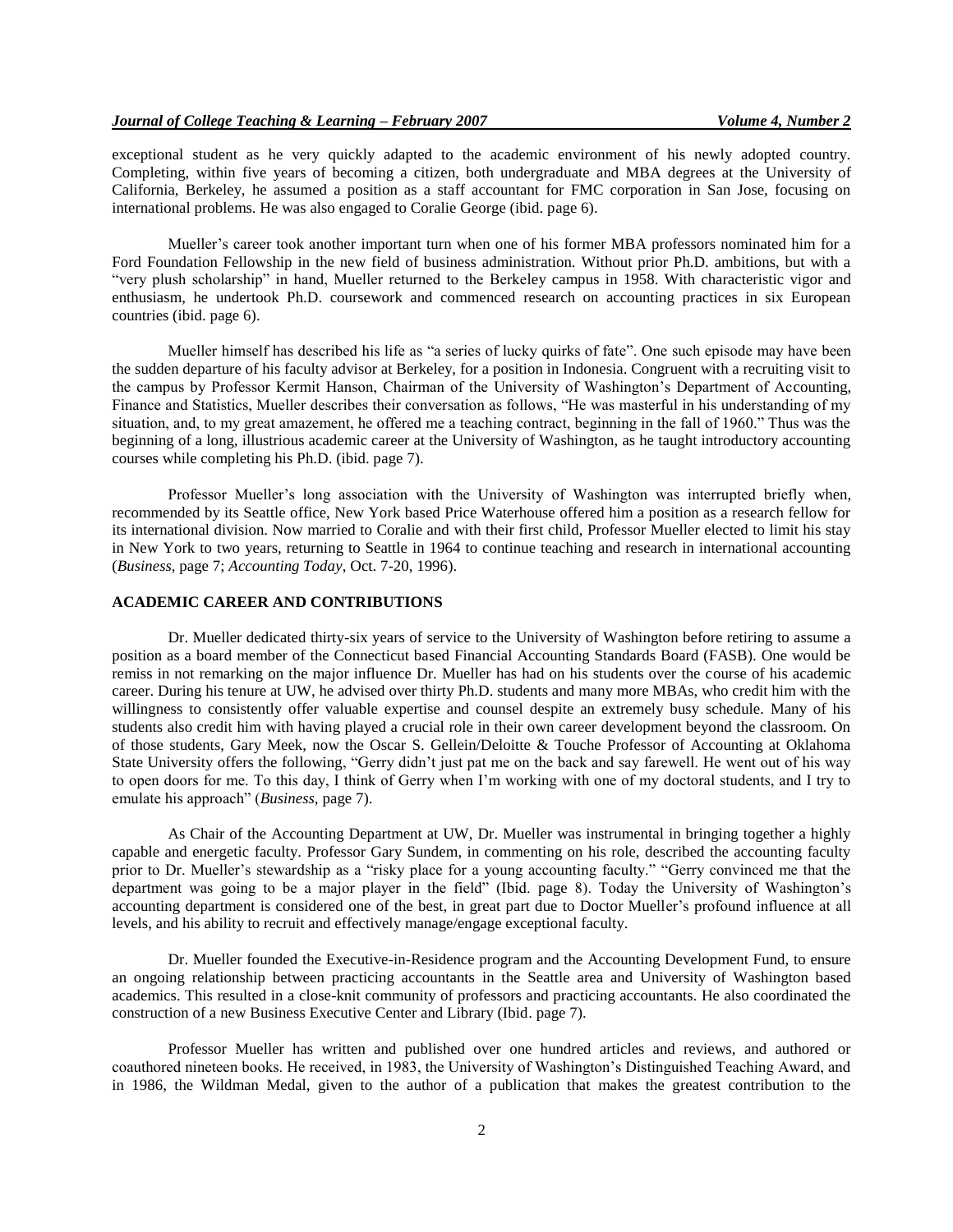exceptional student as he very quickly adapted to the academic environment of his newly adopted country. Completing, within five years of becoming a citizen, both undergraduate and MBA degrees at the University of California, Berkeley, he assumed a position as a staff accountant for FMC corporation in San Jose, focusing on international problems. He was also engaged to Coralie George (ibid. page 6).

Mueller's career took another important turn when one of his former MBA professors nominated him for a Ford Foundation Fellowship in the new field of business administration. Without prior Ph.D. ambitions, but with a "very plush scholarship" in hand, Mueller returned to the Berkeley campus in 1958. With characteristic vigor and enthusiasm, he undertook Ph.D. coursework and commenced research on accounting practices in six European countries (ibid. page 6).

Mueller himself has described his life as "a series of lucky quirks of fate". One such episode may have been the sudden departure of his faculty advisor at Berkeley, for a position in Indonesia. Congruent with a recruiting visit to the campus by Professor Kermit Hanson, Chairman of the University of Washington's Department of Accounting, Finance and Statistics, Mueller describes their conversation as follows, "He was masterful in his understanding of my situation, and, to my great amazement, he offered me a teaching contract, beginning in the fall of 1960." Thus was the beginning of a long, illustrious academic career at the University of Washington, as he taught introductory accounting courses while completing his Ph.D. (ibid. page 7).

Professor Mueller's long association with the University of Washington was interrupted briefly when, recommended by its Seattle office, New York based Price Waterhouse offered him a position as a research fellow for its international division. Now married to Coralie and with their first child, Professor Mueller elected to limit his stay in New York to two years, returning to Seattle in 1964 to continue teaching and research in international accounting (*Business*, page 7; *Accounting Today*, Oct. 7-20, 1996).

## ACADEMIC CAREER AND CONTRIBUTIONS

Dr. Mueller dedicated thirty-six years of service to the University of Washington before retiring to assume a position as a board member of the Connecticut based Financial Accounting Standards Board (FASB). One would be remiss in not remarking on the major influence Dr. Mueller has had on his students over the course of his academic career. During his tenure at UW, he advised over thirty Ph.D. students and many more MBAs, who credit him with the willingness to consistently offer valuable expertise and counsel despite an extremely busy schedule. Many of his students also credit him with having played a crucial role in their own career development beyond the classroom. On of those students, Gary Meek, now the Oscar S. Gellein/Deloitte & Touche Professor of Accounting at Oklahoma State University offers the following, "Gerry didn't just pat me on the back and say farewell. He went out of his way to open doors for me. To this day, I think of Gerry when I'm working with one of my doctoral students, and I try to emulate his approach" (*Business*, page 7).

As Chair of the Accounting Department at UW, Dr. Mueller was instrumental in bringing together a highly capable and energetic faculty. Professor Gary Sundem, in commenting on his role, described the accounting faculty prior to Dr. Mueller's stewardship as a "risky place for a young accounting faculty." "Gerry convinced me that the department was going to be a major player in the field" (Ibid. page 8). Today the University of Washington's accounting department is considered one of the best, in great part due to Doctor Mueller's profound influence at all levels, and his ability to recruit and effectively manage/engage exceptional faculty.

Dr. Mueller founded the Executive-in-Residence program and the Accounting Development Fund, to ensure an ongoing relationship between practicing accountants in the Seattle area and University of Washington based academics. This resulted in a close-knit community of professors and practicing accountants. He also coordinated the construction of a new Business Executive Center and Library (Ibid. page 7).

Professor Mueller has written and published over one hundred articles and reviews, and authored or coauthored nineteen books. He received, in 1983, the University of Washington's Distinguished Teaching Award, and in 1986, the Wildman Medal, given to the author of a publication that makes the greatest contribution to the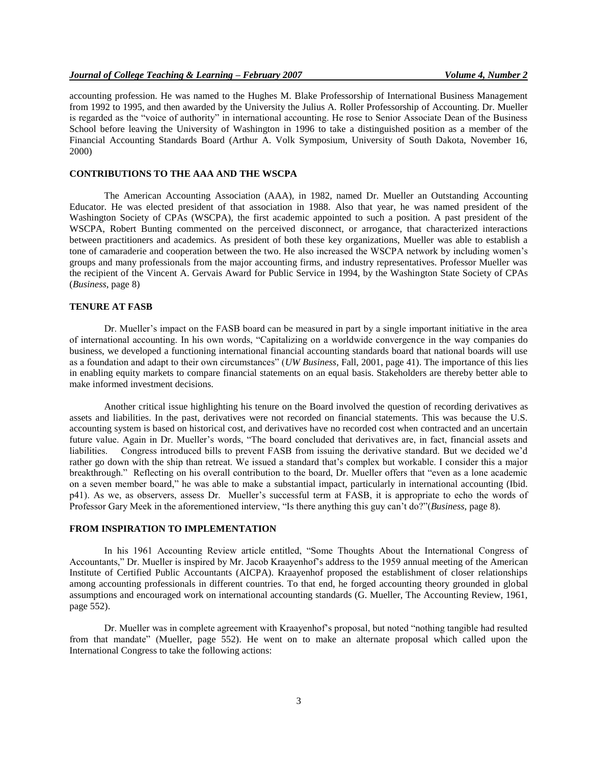accounting profession. He was named to the Hughes M. Blake Professorship of International Business Management from 1992 to 1995, and then awarded by the University the Julius A. Roller Professorship of Accounting. Dr. Mueller is regarded as the "voice of authority" in international accounting. He rose to Senior Associate Dean of the Business School before leaving the University of Washington in 1996 to take a distinguished position as a member of the Financial Accounting Standards Board (Arthur A. Volk Symposium, University of South Dakota, November 16, 2000)

## CONTRIBUTIONS TO THE AAA AND THE WSCPA

The American Accounting Association (AAA), in 1982, named Dr. Mueller an Outstanding Accounting Educator. He was elected president of that association in 1988. Also that year, he was named president of the Washington Society of CPAs (WSCPA), the first academic appointed to such a position. A past president of the WSCPA, Robert Bunting commented on the perceived disconnect, or arrogance, that characterized interactions between practitioners and academics. As president of both these key organizations, Mueller was able to establish a tone of camaraderie and cooperation between the two. He also increased the WSCPA network by including women's groups and many professionals from the major accounting firms, and industry representatives. Professor Mueller was the recipient of the Vincent A. Gervais Award for Public Service in 1994, by the Washington State Society of CPAs (*Business*, page 8)

## TENURE AT FASB

Dr. Mueller's impact on the FASB board can be measured in part by a single important initiative in the area of international accounting. In his own words, "Capitalizing on a worldwide convergence in the way companies do business, we developed a functioning international financial accounting standards board that national boards will use as a foundation and adapt to their own circumstances" (*UW Business*, Fall, 2001, page 41). The importance of this lies in enabling equity markets to compare financial statements on an equal basis. Stakeholders are thereby better able to make informed investment decisions.

Another critical issue highlighting his tenure on the Board involved the question of recording derivatives as assets and liabilities. In the past, derivatives were not recorded on financial statements. This was because the U.S. accounting system is based on historical cost, and derivatives have no recorded cost when contracted and an uncertain future value. Again in Dr. Mueller's words, "The board concluded that derivatives are, in fact, financial assets and liabilities. Congress introduced bills to prevent FASB from issuing the derivative standard. But we decided we'd rather go down with the ship than retreat. We issued a standard that's complex but workable. I consider this a major breakthrough." Reflecting on his overall contribution to the board, Dr. Mueller offers that "even as a lone academic on a seven member board," he was able to make a substantial impact, particularly in international accounting (Ibid. p41). As we, as observers, assess Dr. Mueller's successful term at FASB, it is appropriate to echo the words of Professor Gary Meek in the aforementioned interview, "Is there anything this guy can't do?"(*Business*, page 8).

## FROM INSPIRATION TO IMPLEMENTATION

In his 1961 Accounting Review article entitled, "Some Thoughts About the International Congress of Accountants," Dr. Mueller is inspired by Mr. Jacob Kraayenhof's address to the 1959 annual meeting of the American Institute of Certified Public Accountants (AICPA). Kraayenhof proposed the establishment of closer relationships among accounting professionals in different countries. To that end, he forged accounting theory grounded in global assumptions and encouraged work on international accounting standards (G. Mueller, The Accounting Review, 1961, page 552).

Dr. Mueller was in complete agreement with Kraayenhof's proposal, but noted "nothing tangible had resulted from that mandate" (Mueller, page 552). He went on to make an alternate proposal which called upon the International Congress to take the following actions: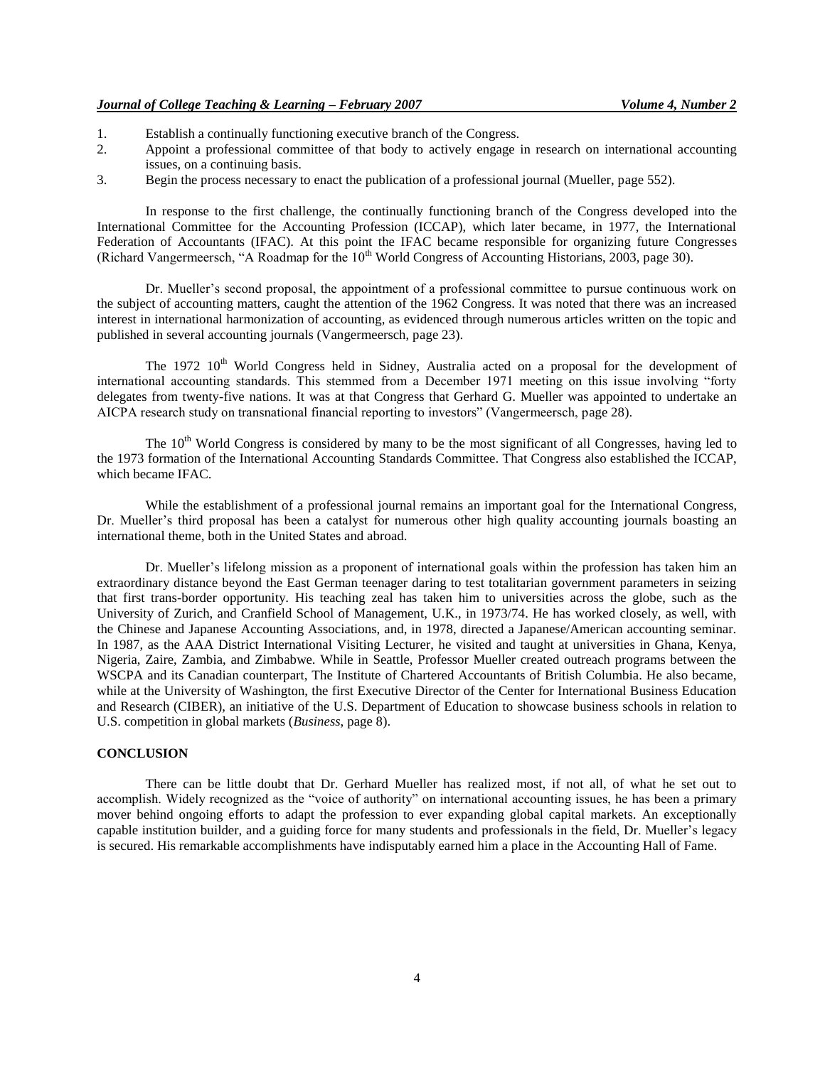1. Establish a continually functioning executive branch of the Congress.
2. Appoint a professional committee of that body to actively engage in research on international accounting issues, on a continuing basis.
3. Begin the process necessary to enact the publication of a professional journal (Mueller, page 552).

In response to the first challenge, the continually functioning branch of the Congress developed into the International Committee for the Accounting Profession (ICCAP), which later became, in 1977, the International Federation of Accountants (IFAC). At this point the IFAC became responsible for organizing future Congresses (Richard Vangermeersch, "A Roadmap for the 10th World Congress of Accounting Historians, 2003, page 30).

Dr. Mueller's second proposal, the appointment of a professional committee to pursue continuous work on the subject of accounting matters, caught the attention of the 1962 Congress. It was noted that there was an increased interest in international harmonization of accounting, as evidenced through numerous articles written on the topic and published in several accounting journals (Vangermeersch, page 23).

The 1972 10th World Congress held in Sidney, Australia acted on a proposal for the development of international accounting standards. This stemmed from a December 1971 meeting on this issue involving "forty delegates from twenty-five nations. It was at that Congress that Gerhard G. Mueller was appointed to undertake an AICPA research study on transnational financial reporting to investors" (Vangermeersch, page 28).

The 10th World Congress is considered by many to be the most significant of all Congresses, having led to the 1973 formation of the International Accounting Standards Committee. That Congress also established the ICCAP, which became IFAC.

While the establishment of a professional journal remains an important goal for the International Congress, Dr. Mueller's third proposal has been a catalyst for numerous other high quality accounting journals boasting an international theme, both in the United States and abroad.

Dr. Mueller's lifelong mission as a proponent of international goals within the profession has taken him an extraordinary distance beyond the East German teenager daring to test totalitarian government parameters in seizing that first trans-border opportunity. His teaching zeal has taken him to universities across the globe, such as the University of Zurich, and Cranfield School of Management, U.K., in 1973/74. He has worked closely, as well, with the Chinese and Japanese Accounting Associations, and, in 1978, directed a Japanese/American accounting seminar. In 1987, as the AAA District International Visiting Lecturer, he visited and taught at universities in Ghana, Kenya, Nigeria, Zaire, Zambia, and Zimbabwe. While in Seattle, Professor Mueller created outreach programs between the WSCPA and its Canadian counterpart, The Institute of Chartered Accountants of British Columbia. He also became, while at the University of Washington, the first Executive Director of the Center for International Business Education and Research (CIBER), an initiative of the U.S. Department of Education to showcase business schools in relation to U.S. competition in global markets (*Business*, page 8).

## CONCLUSION

There can be little doubt that Dr. Gerhard Mueller has realized most, if not all, of what he set out to accomplish. Widely recognized as the "voice of authority" on international accounting issues, he has been a primary mover behind ongoing efforts to adapt the profession to ever expanding global capital markets. An exceptionally capable institution builder, and a guiding force for many students and professionals in the field, Dr. Mueller's legacy is secured. His remarkable accomplishments have indisputably earned him a place in the Accounting Hall of Fame.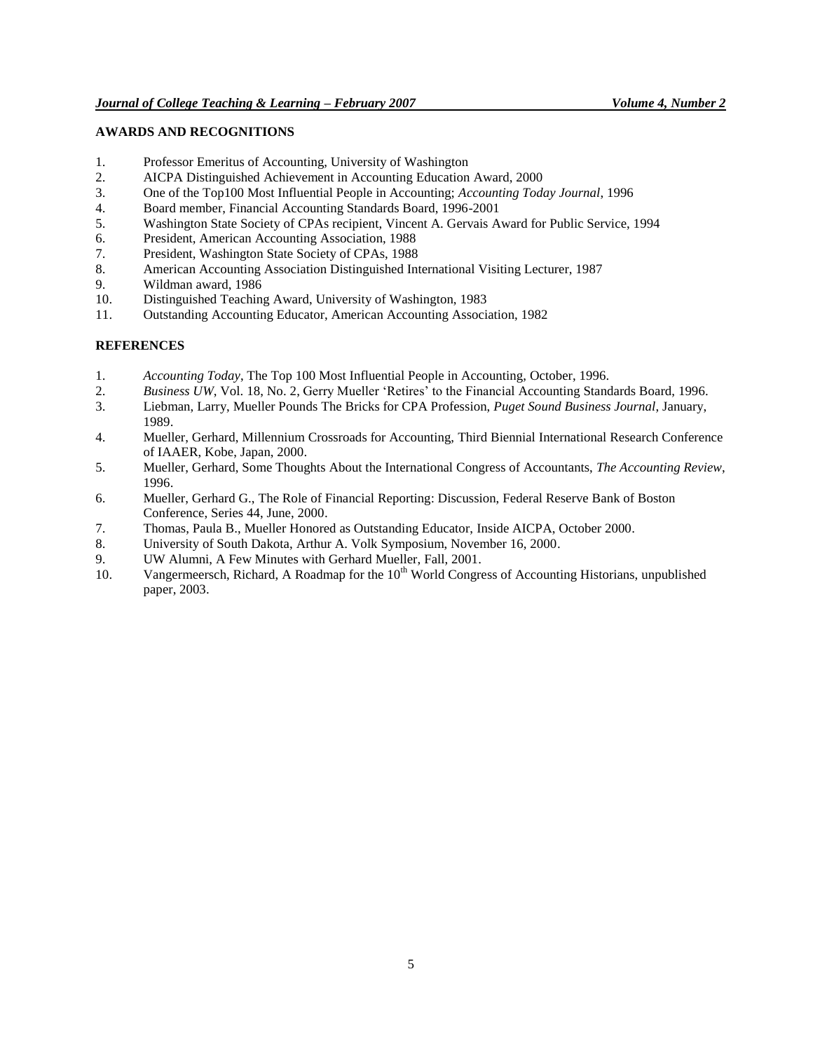## AWARDS AND RECOGNITIONS

1. Professor Emeritus of Accounting, University of Washington
2. AICPA Distinguished Achievement in Accounting Education Award, 2000
3. One of the Top100 Most Influential People in Accounting; *Accounting Today Journal*, 1996
4. Board member, Financial Accounting Standards Board, 1996-2001
5. Washington State Society of CPAs recipient, Vincent A. Gervais Award for Public Service, 1994
6. President, American Accounting Association, 1988
7. President, Washington State Society of CPAs, 1988
8. American Accounting Association Distinguished International Visiting Lecturer, 1987
9. Wildman award, 1986
10. Distinguished Teaching Award, University of Washington, 1983
11. Outstanding Accounting Educator, American Accounting Association, 1982

## REFERENCES

1. *Accounting Today*, The Top 100 Most Influential People in Accounting, October, 1996.
2. *Business UW*, Vol. 18, No. 2, Gerry Mueller 'Retires' to the Financial Accounting Standards Board, 1996.
3. Liebman, Larry, Mueller Pounds The Bricks for CPA Profession, *Puget Sound Business Journal*, January, 1989.
4. Mueller, Gerhard, Millennium Crossroads for Accounting, Third Biennial International Research Conference of IAAER, Kobe, Japan, 2000.
5. Mueller, Gerhard, Some Thoughts About the International Congress of Accountants, *The Accounting Review*, 1996.
6. Mueller, Gerhard G., The Role of Financial Reporting: Discussion, Federal Reserve Bank of Boston Conference, Series 44, June, 2000.
7. Thomas, Paula B., Mueller Honored as Outstanding Educator, Inside AICPA, October 2000.
8. University of South Dakota, Arthur A. Volk Symposium, November 16, 2000.
9. UW Alumni, A Few Minutes with Gerhard Mueller, Fall, 2001.
10. Vangermeersch, Richard, A Roadmap for the 10th World Congress of Accounting Historians, unpublished paper, 2003.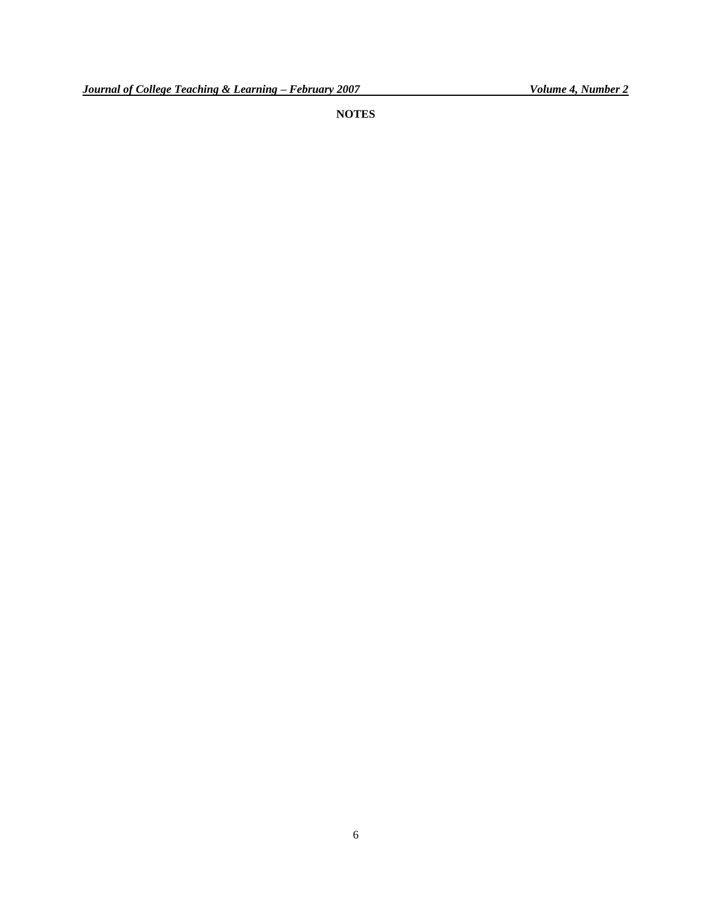**NOTES**